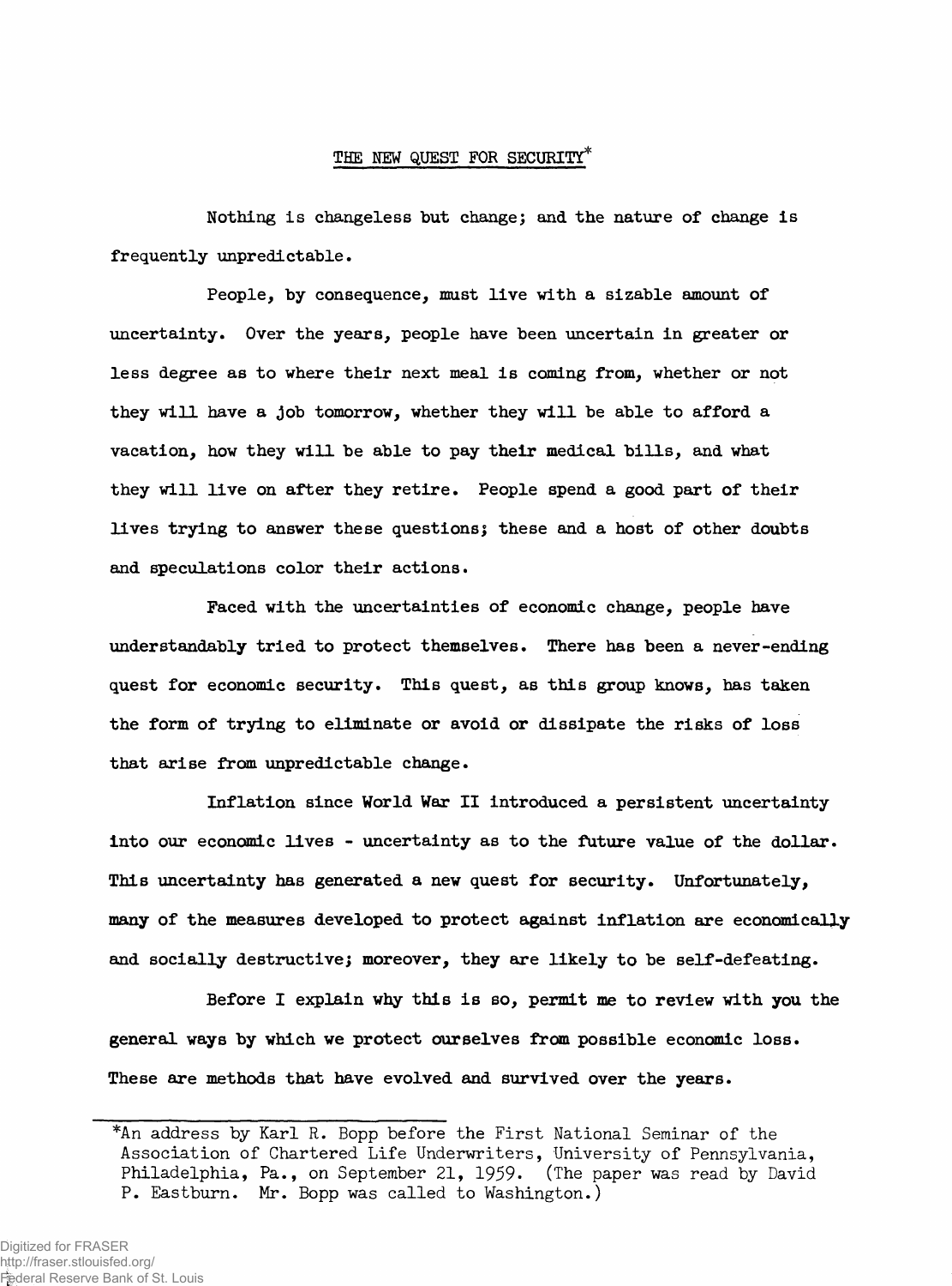# THE NEW QUEST FOR SECURITY*

Nothing is changeless but change; and the nature of change is frequently unpredictable.

People, by consequence, must live with a sizable amount of uncertainty. Over the years, people have been uncertain in greater or less degree as to where their next meal is coming from, whether or not they will have a job tomorrow, whether they will be able to afford a vacation, how they will be able to pay their medical bills, and what they will live on after they retire. People spend a good part of their lives trying to answer these questions; these and a host of other doubts and speculations color their actions.

Faced with the uncertainties of economic change, people have understandably tried to protect themselves. There has been a never-ending quest for economic security. This quest, as this group knows, has taken the form of trying to eliminate or avoid or dissipate the risks of loss that arise from unpredictable change.

Inflation since World War II introduced a persistent uncertainty into our economic lives - uncertainty as to the future value of the dollar. This uncertainty has generated a new quest for security. Unfortunately, many of the measures developed to protect against inflation are economically and socially destructive; moreover, they are likely to be self-defeating.

Before I explain why this is so, permit me to review with you the general ways by which we protect ourselves from possible economic loss. These are methods that have evolved and survived over the years.

---

*An address by Karl R. Bopp before the First National Seminar of the Association of Chartered Life Underwriters, University of Pennsylvania, Philadelphia, Pa., on September 21, 1959. (The paper was read by David P. Eastburn. Mr. Bopp was called to Washington.)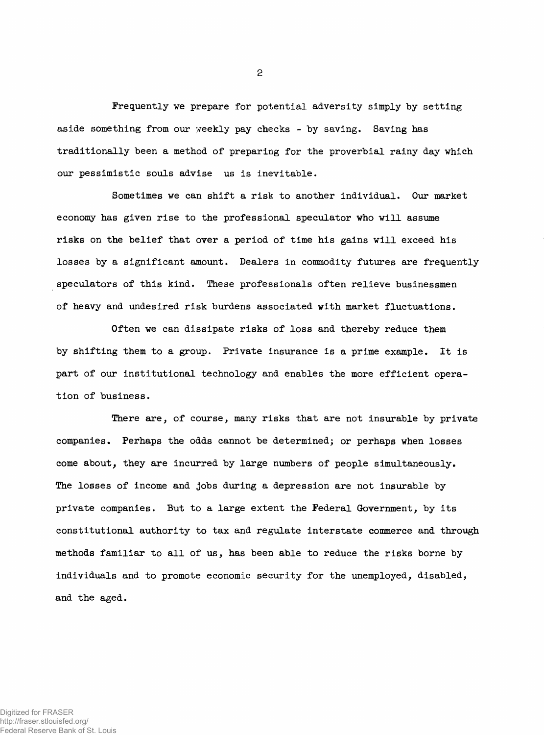Frequently we prepare for potential adversity simply by setting aside something from our weekly pay checks - by saving. Saving has traditionally been a method of preparing for the proverbial rainy day which our pessimistic souls advise us is inevitable.

Sometimes we can shift a risk to another individual. Our market economy has given rise to the professional speculator who will assume risks on the belief that over a period of time his gains will exceed his losses by a significant amount. Dealers in commodity futures are frequently speculators of this kind. These professionals often relieve businessmen of heavy and undesired risk burdens associated with market fluctuations.

Often we can dissipate risks of loss and thereby reduce them by shifting them to a group. Private insurance is a prime example. It is part of our institutional technology and enables the more efficient operation of business.

There are, of course, many risks that are not insurable by private companies. Perhaps the odds cannot be determined; or perhaps when losses come about, they are incurred by large numbers of people simultaneously. The losses of income and jobs during a depression are not insurable by private companies. But to a large extent the Federal Government, by its constitutional authority to tax and regulate interstate commerce and through methods familiar to all of us, has been able to reduce the risks borne by individuals and to promote economic security for the unemployed, disabled, and the aged.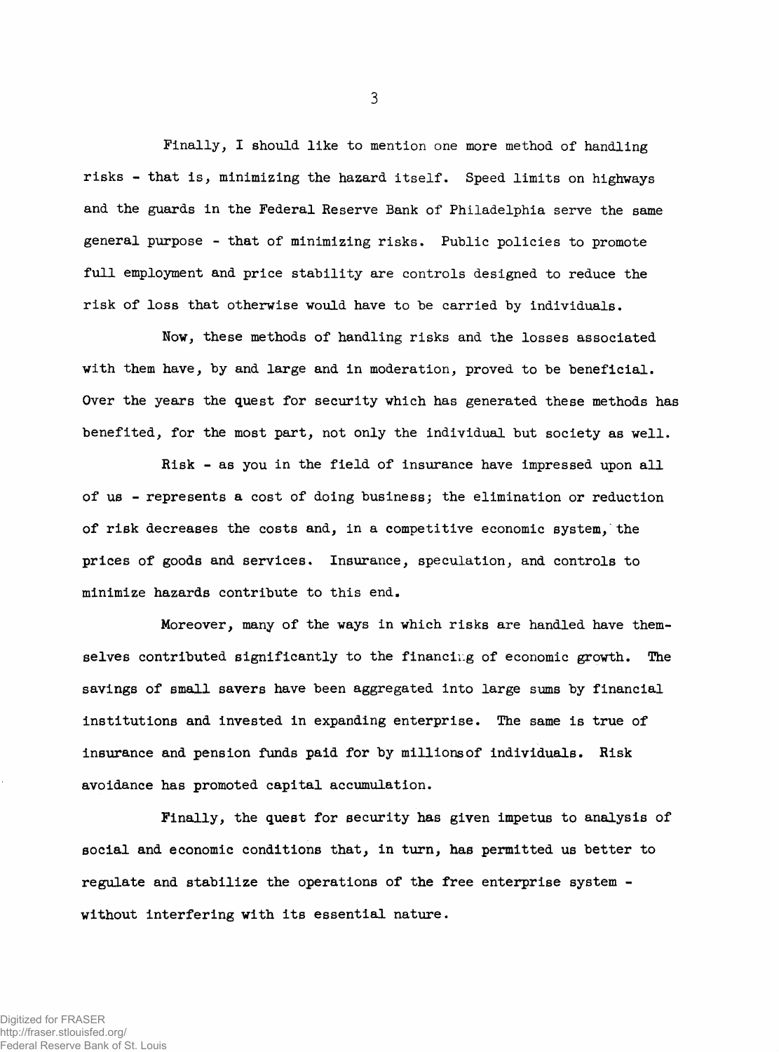Finally, I should like to mention one more method of handling risks - that is, minimizing the hazard itself. Speed limits on highways and the guards in the Federal Reserve Bank of Philadelphia serve the same general purpose - that of minimizing risks. Public policies to promote full employment and price stability are controls designed to reduce the risk of loss that otherwise would have to be carried by individuals.

Now, these methods of handling risks and the losses associated with them have, by and large and in moderation, proved to be beneficial. Over the years the quest for security which has generated these methods has benefited, for the most part, not only the individual but society as well.

Risk - as you in the field of insurance have impressed upon all of us - represents a cost of doing business; the elimination or reduction of risk decreases the costs and, in a competitive economic system, the prices of goods and services. Insurance, speculation, and controls to minimize hazards contribute to this end.

Moreover, many of the ways in which risks are handled have themselves contributed significantly to the financing of economic growth. The savings of small savers have been aggregated into large sums by financial institutions and invested in expanding enterprise. The same is true of insurance and pension funds paid for by millions of individuals. Risk avoidance has promoted capital accumulation.

Finally, the quest for security has given impetus to analysis of social and economic conditions that, in turn, has permitted us better to regulate and stabilize the operations of the free enterprise system - without interfering with its essential nature.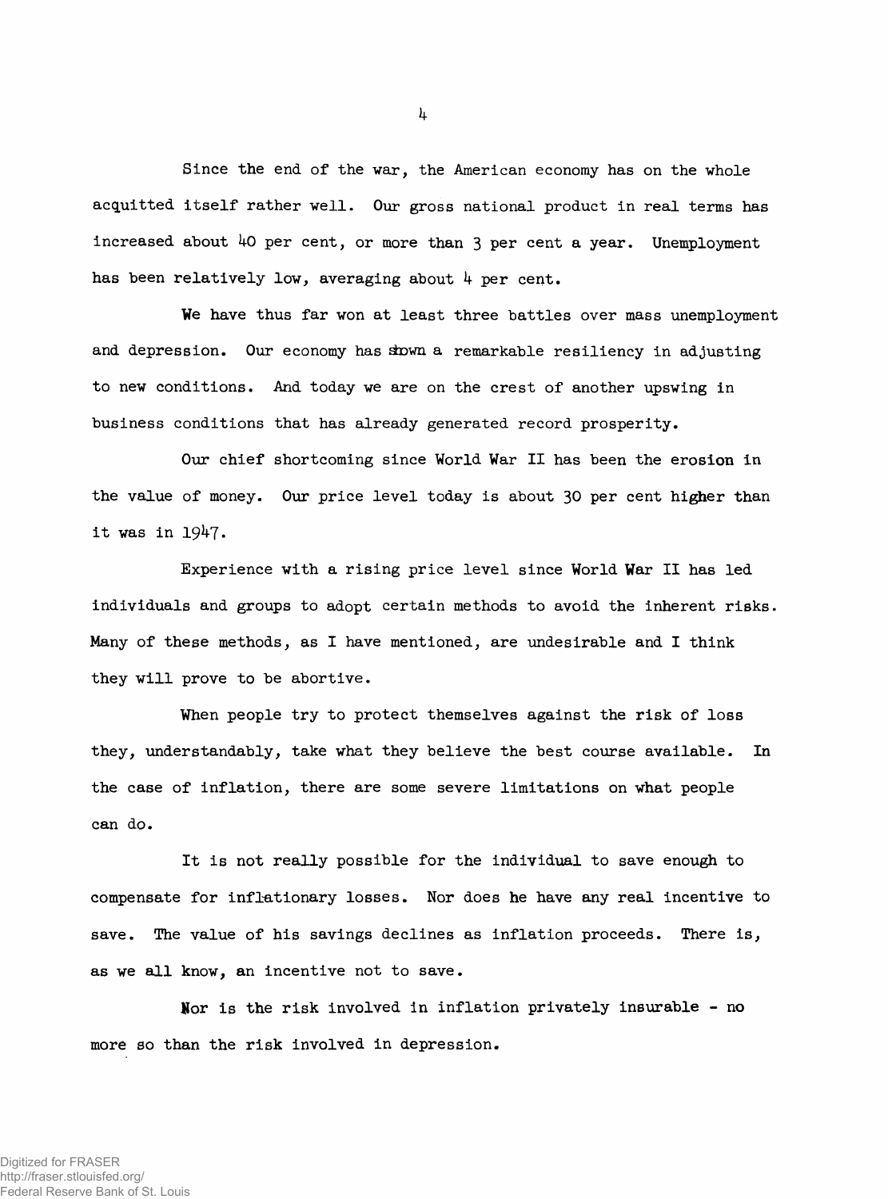Since the end of the war, the American economy has on the whole acquitted itself rather well. Our gross national product in real terms has increased about 40 per cent, or more than 3 per cent a year. Unemployment has been relatively low, averaging about 4 per cent.

We have thus far won at least three battles over mass unemployment and depression. Our economy has shown a remarkable resiliency in adjusting to new conditions. And today we are on the crest of another upswing in business conditions that has already generated record prosperity.

Our chief shortcoming since World War II has been the erosion in the value of money. Our price level today is about 30 per cent higher than it was in 1947.

Experience with a rising price level since World War II has led individuals and groups to adopt certain methods to avoid the inherent risks. Many of these methods, as I have mentioned, are undesirable and I think they will prove to be abortive.

When people try to protect themselves against the risk of loss they, understandably, take what they believe the best course available. In the case of inflation, there are some severe limitations on what people can do.

It is not really possible for the individual to save enough to compensate for inflationary losses. Nor does he have any real incentive to save. The value of his savings declines as inflation proceeds. There is, as we all know, an incentive not to save.

Nor is the risk involved in inflation privately insurable - no more so than the risk involved in depression.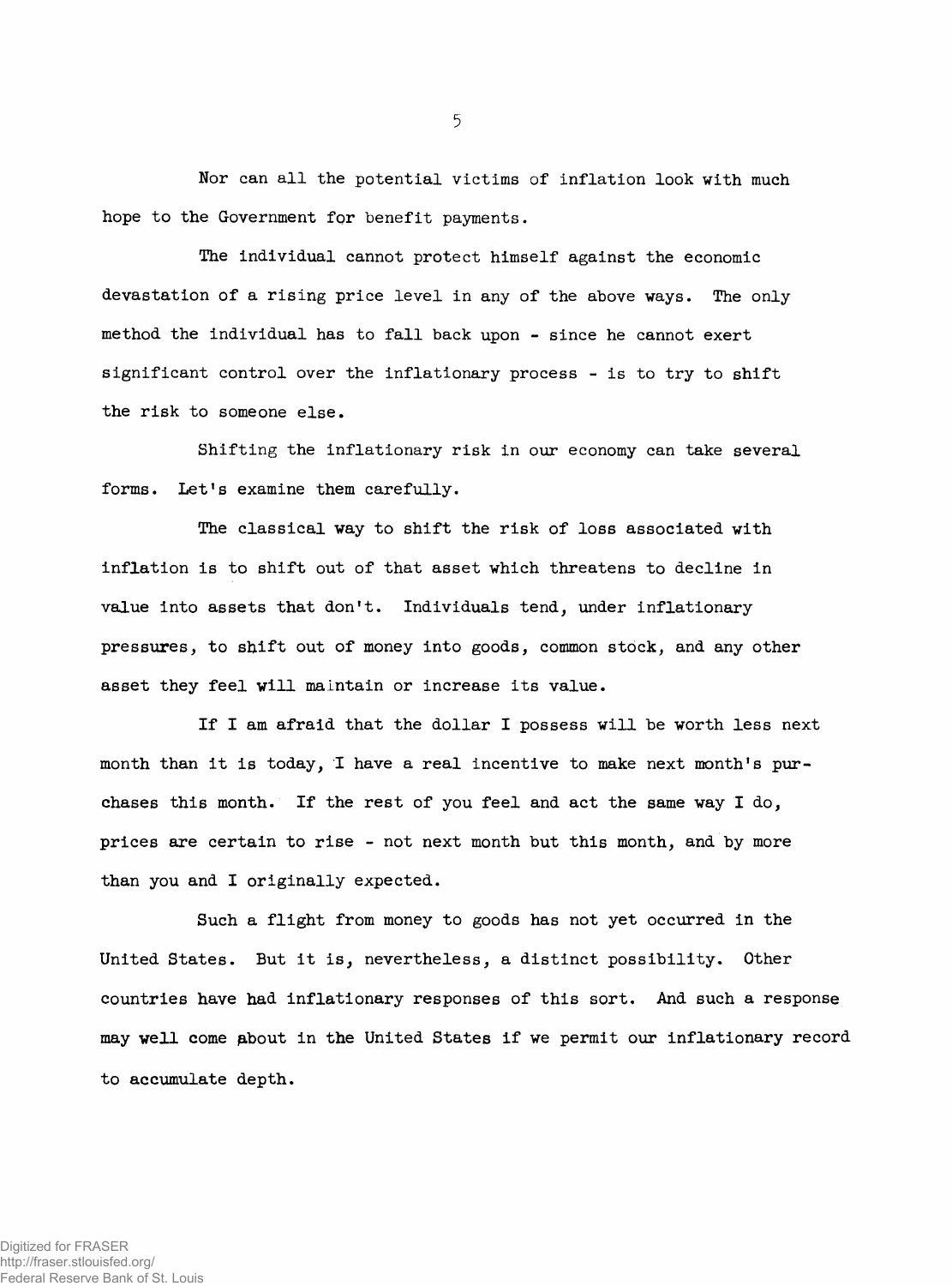Nor can all the potential victims of inflation look with much hope to the Government for benefit payments.

The individual cannot protect himself against the economic devastation of a rising price level in any of the above ways. The only method the individual has to fall back upon - since he cannot exert significant control over the inflationary process - is to try to shift the risk to someone else.

Shifting the inflationary risk in our economy can take several forms. Let's examine them carefully.

The classical way to shift the risk of loss associated with inflation is to shift out of that asset which threatens to decline in value into assets that don't. Individuals tend, under inflationary pressures, to shift out of money into goods, common stock, and any other asset they feel will maintain or increase its value.

If I am afraid that the dollar I possess will be worth less next month than it is today, I have a real incentive to make next month's purchases this month. If the rest of you feel and act the same way I do, prices are certain to rise - not next month but this month, and by more than you and I originally expected.

Such a flight from money to goods has not yet occurred in the United States. But it is, nevertheless, a distinct possibility. Other countries have had inflationary responses of this sort. And such a response may well come about in the United States if we permit our inflationary record to accumulate depth.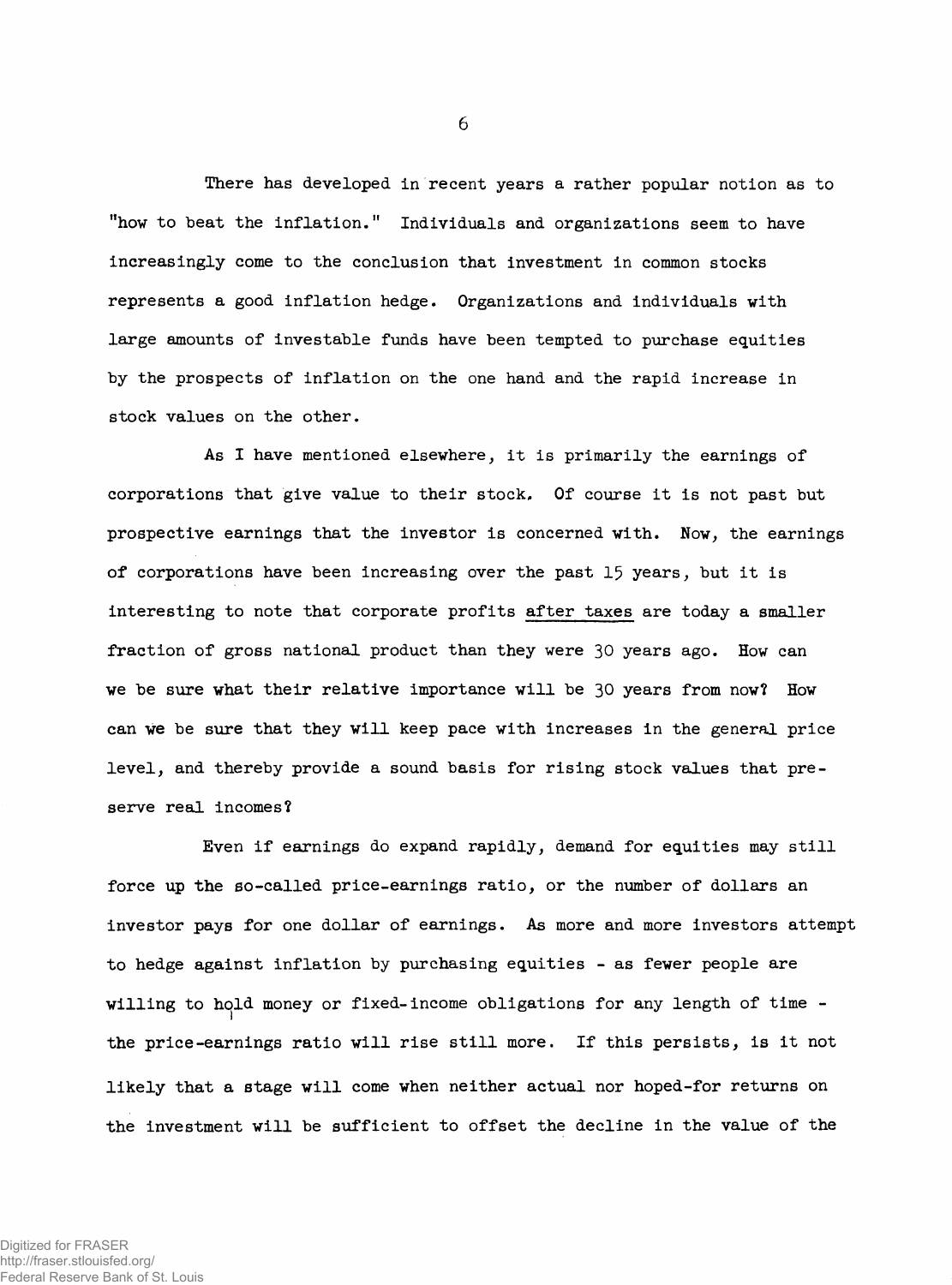There has developed in recent years a rather popular notion as to "how to beat the inflation." Individuals and organizations seem to have increasingly come to the conclusion that investment in common stocks represents a good inflation hedge. Organizations and individuals with large amounts of investable funds have been tempted to purchase equities by the prospects of inflation on the one hand and the rapid increase in stock values on the other.

As I have mentioned elsewhere, it is primarily the earnings of corporations that give value to their stock. Of course it is not past but prospective earnings that the investor is concerned with. Now, the earnings of corporations have been increasing over the past 15 years, but it is interesting to note that corporate profits after taxes are today a smaller fraction of gross national product than they were 30 years ago. How can we be sure what their relative importance will be 30 years from now? How can we be sure that they will keep pace with increases in the general price level, and thereby provide a sound basis for rising stock values that preserve real incomes?

Even if earnings do expand rapidly, demand for equities may still force up the so-called price-earnings ratio, or the number of dollars an investor pays for one dollar of earnings. As more and more investors attempt to hedge against inflation by purchasing equities - as fewer people are willing to hold money or fixed-income obligations for any length of time - the price-earnings ratio will rise still more. If this persists, is it not likely that a stage will come when neither actual nor hoped-for returns on the investment will be sufficient to offset the decline in the value of the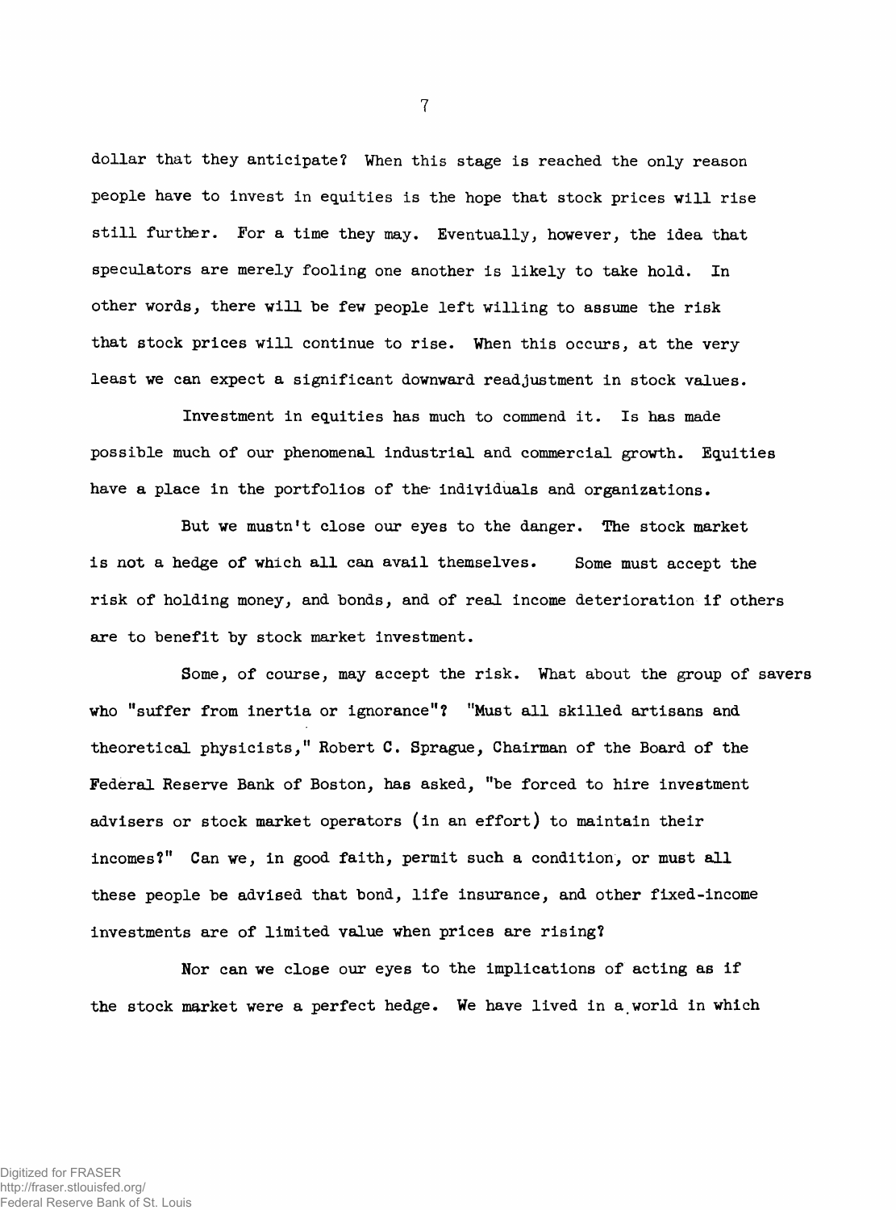dollar that they anticipate? When this stage is reached the only reason people have to invest in equities is the hope that stock prices will rise still further. For a time they may. Eventually, however, the idea that speculators are merely fooling one another is likely to take hold. In other words, there will be few people left willing to assume the risk that stock prices will continue to rise. When this occurs, at the very least we can expect a significant downward readjustment in stock values.

Investment in equities has much to commend it. Is has made possible much of our phenomenal industrial and commercial growth. Equities have a place in the portfolios of the individuals and organizations.

But we mustn't close our eyes to the danger. The stock market is not a hedge of which all can avail themselves. Some must accept the risk of holding money, and bonds, and of real income deterioration if others are to benefit by stock market investment.

Some, of course, may accept the risk. What about the group of savers who "suffer from inertia or ignorance"? "Must all skilled artisans and theoretical physicists," Robert C. Sprague, Chairman of the Board of the Federal Reserve Bank of Boston, has asked, "be forced to hire investment advisers or stock market operators (in an effort) to maintain their incomes?" Can we, in good faith, permit such a condition, or must all these people be advised that bond, life insurance, and other fixed-income investments are of limited value when prices are rising?

Nor can we close our eyes to the implications of acting as if the stock market were a perfect hedge. We have lived in a world in which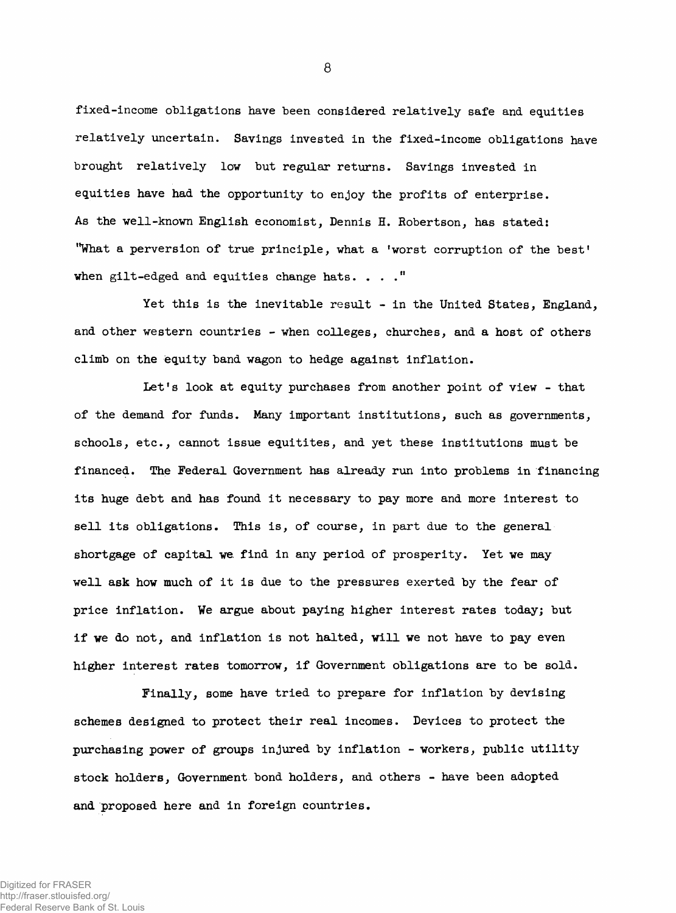fixed-income obligations have been considered relatively safe and equities relatively uncertain. Savings invested in the fixed-income obligations have brought relatively low but regular returns. Savings invested in equities have had the opportunity to enjoy the profits of enterprise. As the well-known English economist, Dennis H. Robertson, has stated: "What a perversion of true principle, what a 'worst corruption of the best' when gilt-edged and equities change hats. . . ."

Yet this is the inevitable result - in the United States, England, and other western countries - when colleges, churches, and a host of others climb on the equity band wagon to hedge against inflation.

Let's look at equity purchases from another point of view - that of the demand for funds. Many important institutions, such as governments, schools, etc., cannot issue equitites, and yet these institutions must be financed. The Federal Government has already run into problems in financing its huge debt and has found it necessary to pay more and more interest to sell its obligations. This is, of course, in part due to the general shortgage of capital we find in any period of prosperity. Yet we may well ask how much of it is due to the pressures exerted by the fear of price inflation. We argue about paying higher interest rates today; but if we do not, and inflation is not halted, will we not have to pay even higher interest rates tomorrow, if Government obligations are to be sold.

Finally, some have tried to prepare for inflation by devising schemes designed to protect their real incomes. Devices to protect the purchasing power of groups injured by inflation - workers, public utility stock holders, Government bond holders, and others - have been adopted and proposed here and in foreign countries.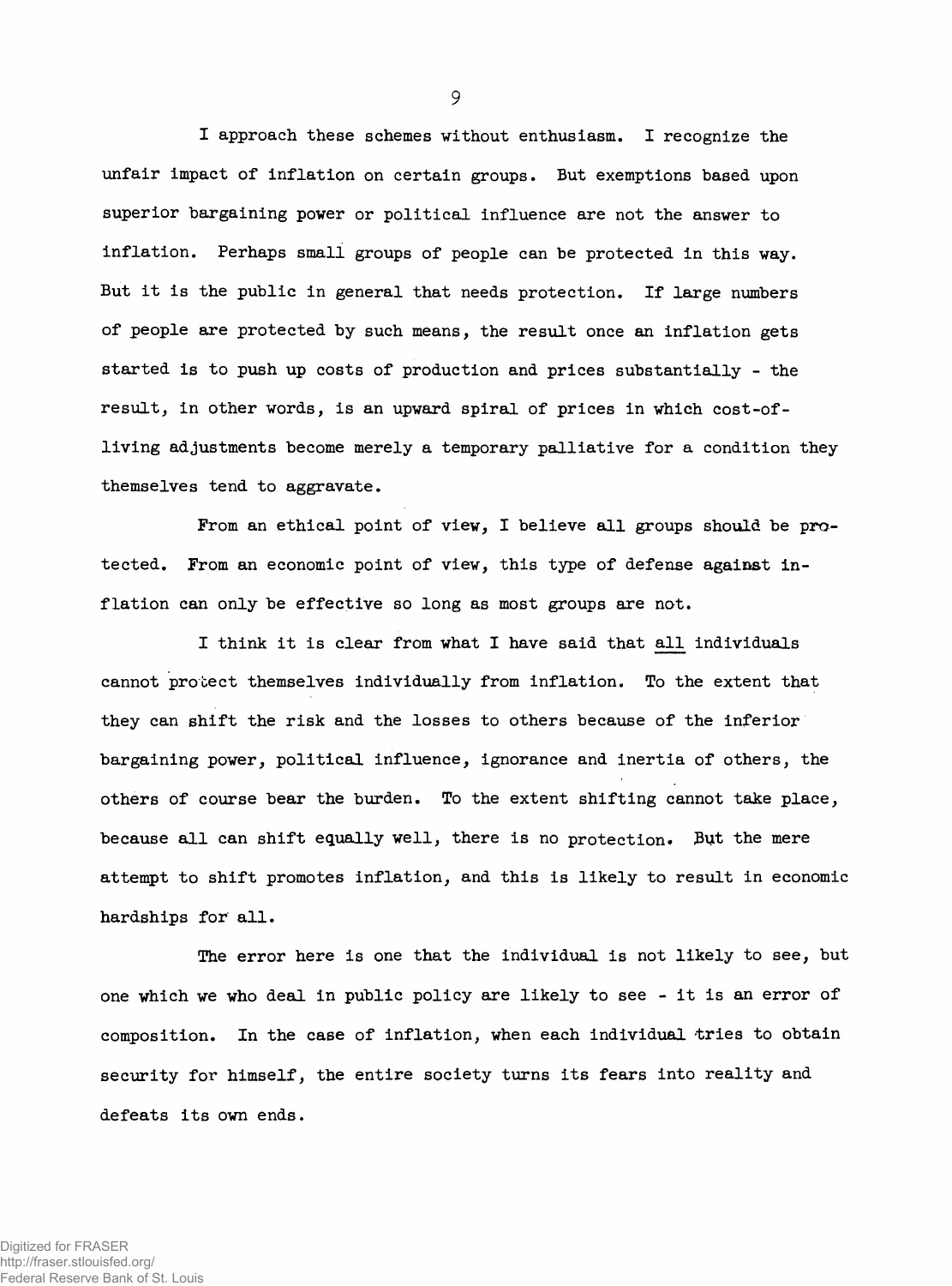I approach these schemes without enthusiasm. I recognize the unfair impact of inflation on certain groups. But exemptions based upon superior bargaining power or political influence are not the answer to inflation. Perhaps small groups of people can be protected in this way. But it is the public in general that needs protection. If large numbers of people are protected by such means, the result once an inflation gets started is to push up costs of production and prices substantially - the result, in other words, is an upward spiral of prices in which cost-of-living adjustments become merely a temporary palliative for a condition they themselves tend to aggravate.

From an ethical point of view, I believe all groups should be protected. From an economic point of view, this type of defense against inflation can only be effective so long as most groups are not.

I think it is clear from what I have said that <u>all</u> individuals cannot protect themselves individually from inflation. To the extent that they can shift the risk and the losses to others because of the inferior bargaining power, political influence, ignorance and inertia of others, the others of course bear the burden. To the extent shifting cannot take place, because all can shift equally well, there is no protection. But the mere attempt to shift promotes inflation, and this is likely to result in economic hardships for all.

The error here is one that the individual is not likely to see, but one which we who deal in public policy are likely to see - it is an error of composition. In the case of inflation, when each individual tries to obtain security for himself, the entire society turns its fears into reality and defeats its own ends.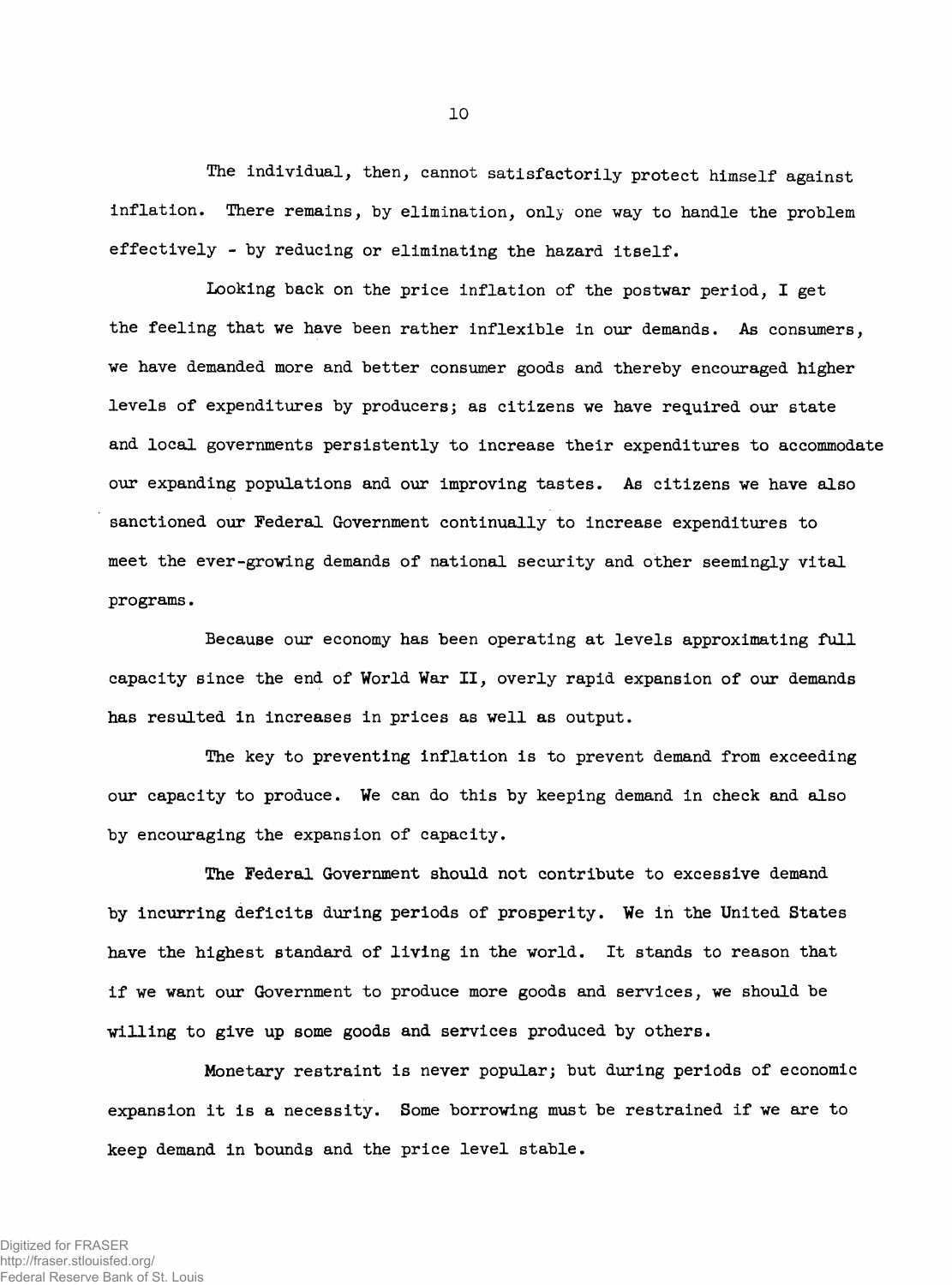The individual, then, cannot satisfactorily protect himself against inflation. There remains, by elimination, only one way to handle the problem effectively - by reducing or eliminating the hazard itself.

Looking back on the price inflation of the postwar period, I get the feeling that we have been rather inflexible in our demands. As consumers, we have demanded more and better consumer goods and thereby encouraged higher levels of expenditures by producers; as citizens we have required our state and local governments persistently to increase their expenditures to accommodate our expanding populations and our improving tastes. As citizens we have also sanctioned our Federal Government continually to increase expenditures to meet the ever-growing demands of national security and other seemingly vital programs.

Because our economy has been operating at levels approximating full capacity since the end of World War II, overly rapid expansion of our demands has resulted in increases in prices as well as output.

The key to preventing inflation is to prevent demand from exceeding our capacity to produce. We can do this by keeping demand in check and also by encouraging the expansion of capacity.

The Federal Government should not contribute to excessive demand by incurring deficits during periods of prosperity. We in the United States have the highest standard of living in the world. It stands to reason that if we want our Government to produce more goods and services, we should be willing to give up some goods and services produced by others.

Monetary restraint is never popular; but during periods of economic expansion it is a necessity. Some borrowing must be restrained if we are to keep demand in bounds and the price level stable.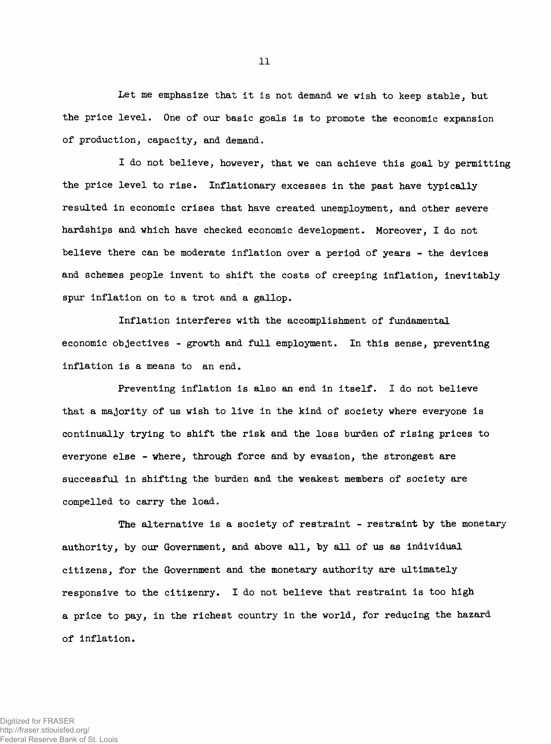Let me emphasize that it is not demand we wish to keep stable, but the price level. One of our basic goals is to promote the economic expansion of production, capacity, and demand.

I do not believe, however, that we can achieve this goal by permitting the price level to rise. Inflationary excesses in the past have typically resulted in economic crises that have created unemployment, and other severe hardships and which have checked economic development. Moreover, I do not believe there can be moderate inflation over a period of years - the devices and schemes people invent to shift the costs of creeping inflation, inevitably spur inflation on to a trot and a gallop.

Inflation interferes with the accomplishment of fundamental economic objectives - growth and full employment. In this sense, preventing inflation is a means to an end.

Preventing inflation is also an end in itself. I do not believe that a majority of us wish to live in the kind of society where everyone is continually trying to shift the risk and the loss burden of rising prices to everyone else - where, through force and by evasion, the strongest are successful in shifting the burden and the weakest members of society are compelled to carry the load.

The alternative is a society of restraint - restraint by the monetary authority, by our Government, and above all, by all of us as individual citizens, for the Government and the monetary authority are ultimately responsive to the citizenry. I do not believe that restraint is too high a price to pay, in the richest country in the world, for reducing the hazard of inflation.